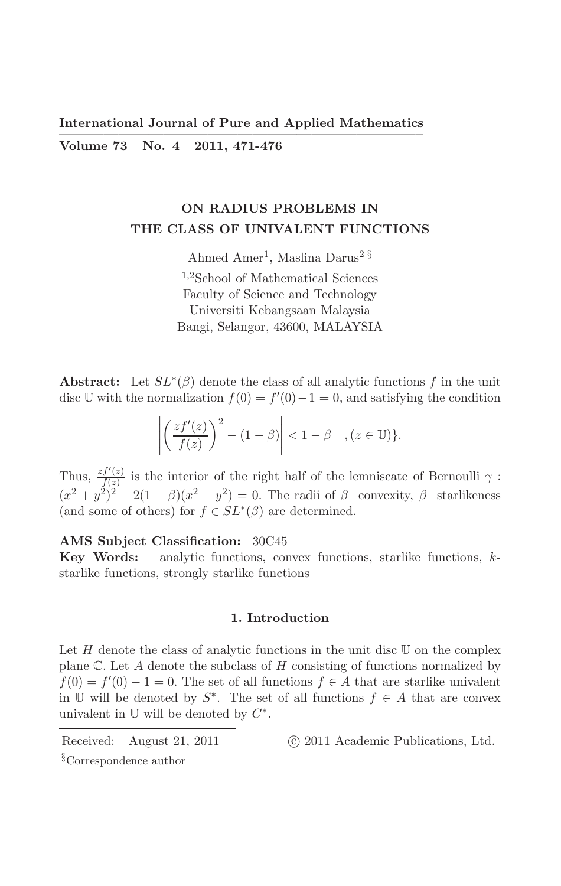International Journal of Pure and Applied Mathematics
Volume 73 No. 4 2011, 471-476

# ON RADIUS PROBLEMS IN THE CLASS OF UNIVALENT FUNCTIONS

Ahmed Amer[1], Maslina Darus[2 §]

[1,2]School of Mathematical Sciences
Faculty of Science and Technology
Universiti Kebangsaan Malaysia
Bangi, Selangor, 43600, MALAYSIA

**Abstract:** Let $SL^*(\beta)$ denote the class of all analytic functions $f$ in the unit disc $\mathbb{U}$ with the normalization $f(0) = f'(0) - 1 = 0$, and satisfying the condition

$$\left| \left( \frac{zf'(z)}{f(z)} \right)^2 - (1-\beta) \right| < 1-\beta \quad , (z \in \mathbb{U})\}.$$

Thus, $\frac{zf'(z)}{f(z)}$ is the interior of the right half of the lemniscate of Bernoulli $\gamma$ : $(x^2+y^2)^2 - 2(1-\beta)(x^2-y^2) = 0$. The radii of $\beta-$convexity, $\beta-$starlikeness (and some of others) for $f \in SL^*(\beta)$ are determined.

**AMS Subject Classification:** 30C45
**Key Words:** analytic functions, convex functions, starlike functions, $k$-starlike functions, strongly starlike functions

## 1. Introduction

Let $H$ denote the class of analytic functions in the unit disc $\mathbb{U}$ on the complex plane $\mathbb{C}$. Let $A$ denote the subclass of $H$ consisting of functions normalized by $f(0) = f'(0) - 1 = 0$. The set of all functions $f \in A$ that are starlike univalent in $\mathbb{U}$ will be denoted by $S^*$. The set of all functions $f \in A$ that are convex univalent in $\mathbb{U}$ will be denoted by $C^*$.

Received: August 21, 2011 © 2011 Academic Publications, Ltd.

§Correspondence author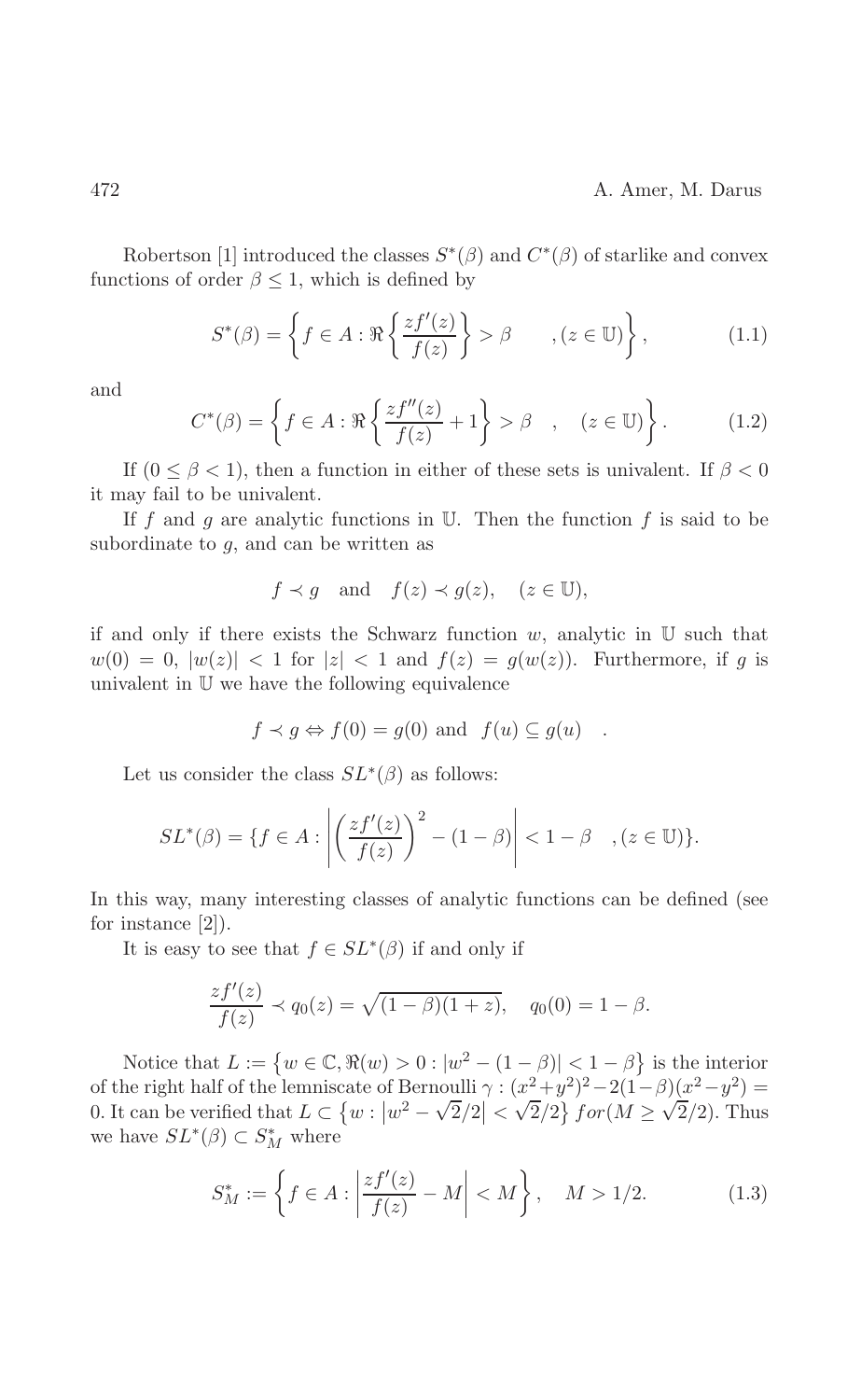Robertson [1] introduced the classes $S^*(\beta)$ and $C^*(\beta)$ of starlike and convex functions of order $\beta \leq 1$, which is defined by

$$S^*(\beta) = \left\{ f \in A : \Re\left\{ \frac{zf'(z)}{f(z)} \right\} > \beta \qquad , (z \in \mathbb{U}) \right\}, \tag{1.1}$$

and

$$C^*(\beta) = \left\{ f \in A : \Re\left\{ \frac{zf''(z)}{f(z)} + 1 \right\} > \beta \quad , \quad (z \in \mathbb{U}) \right\}. \tag{1.2}$$

If $(0 \leq \beta < 1)$, then a function in either of these sets is univalent. If $\beta < 0$ it may fail to be univalent.

If $f$ and $g$ are analytic functions in $\mathbb{U}$. Then the function $f$ is said to be subordinate to $g$, and can be written as

$$f \prec g \quad \text{and} \quad f(z) \prec g(z), \quad (z \in \mathbb{U}),$$

if and only if there exists the Schwarz function $w$, analytic in $\mathbb{U}$ such that $w(0) = 0$, $|w(z)| < 1$ for $|z| < 1$ and $f(z) = g(w(z))$. Furthermore, if $g$ is univalent in $\mathbb{U}$ we have the following equivalence

$$f \prec g \Leftrightarrow f(0) = g(0) \text{ and } f(u) \subseteq g(u) \quad .$$

Let us consider the class $SL^*(\beta)$ as follows:

$$SL^*(\beta) = \{ f \in A : \left| \left( \frac{zf'(z)}{f(z)} \right)^2 - (1 - \beta) \right| < 1 - \beta \quad , (z \in \mathbb{U}) \}.$$

In this way, many interesting classes of analytic functions can be defined (see for instance [2]).

It is easy to see that $f \in SL^*(\beta)$ if and only if

$$\frac{zf'(z)}{f(z)} \prec q_0(z) = \sqrt{(1-\beta)(1+z)}, \quad q_0(0) = 1 - \beta.$$

Notice that $L := \{ w \in \mathbb{C}, \Re(w) > 0 : |w^2 - (1 - \beta)| < 1 - \beta \}$ is the interior of the right half of the lemniscate of Bernoulli $\gamma : (x^2 + y^2)^2 - 2(1 - \beta)(x^2 - y^2) = 0$. It can be verified that $L \subset \{ w : |w^2 - \sqrt{2}/2| < \sqrt{2}/2 \}$ $for (M \geq \sqrt{2}/2)$. Thus we have $SL^*(\beta) \subset S^*_M$ where

$$S^*_M := \left\{ f \in A : \left| \frac{zf'(z)}{f(z)} - M \right| < M \right\}, \quad M > 1/2. \tag{1.3}$$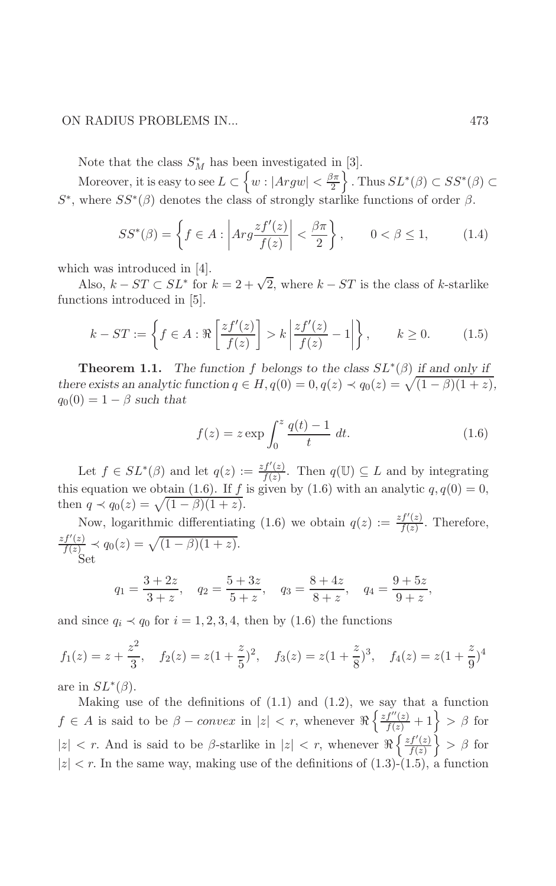Note that the class $S_M^*$ has been investigated in [3].

Moreover, it is easy to see $L \subset \left\{ w : |Arg w| < \frac{\beta\pi}{2} \right\}$. Thus $SL^*(\beta) \subset SS^*(\beta) \subset S^*$, where $SS^*(\beta)$ denotes the class of strongly starlike functions of order $\beta$.

$$SS^*(\beta) = \left\{ f \in A : \left| Arg \frac{zf'(z)}{f(z)} \right| < \frac{\beta\pi}{2} \right\}, \qquad 0 < \beta \leq 1, \tag{1.4}$$

which was introduced in [4].

Also, $k - ST \subset SL^*$ for $k = 2 + \sqrt{2}$, where $k - ST$ is the class of $k$-starlike functions introduced in [5].

$$k - ST := \left\{ f \in A : \Re\left[\frac{zf'(z)}{f(z)}\right] > k \left| \frac{zf'(z)}{f(z)} - 1 \right| \right\}, \qquad k \geq 0. \tag{1.5}$$

**Theorem 1.1.** *The function $f$ belongs to the class $SL^*(\beta)$ if and only if there exists an analytic function $q \in H, q(0) = 0, q(z) \prec q_0(z) = \sqrt{(1-\beta)(1+z)}$, $q_0(0) = 1 - \beta$ such that*

$$f(z) = z \exp \int_0^z \frac{q(t) - 1}{t} \, dt. \tag{1.6}$$

Let $f \in SL^*(\beta)$ and let $q(z) := \frac{zf'(z)}{f(z)}$. Then $q(\mathbb{U}) \subseteq L$ and by integrating this equation we obtain (1.6). If $f$ is given by (1.6) with an analytic $q, q(0) = 0$, then $q \prec q_0(z) = \sqrt{(1-\beta)(1+z)}$.

Now, logarithmic differentiating (1.6) we obtain $q(z) := \frac{zf'(z)}{f(z)}$. Therefore, $\frac{zf'(z)}{f(z)} \prec q_0(z) = \sqrt{(1-\beta)(1+z)}$.

Set

$$q_1 = \frac{3+2z}{3+z}, \quad q_2 = \frac{5+3z}{5+z}, \quad q_3 = \frac{8+4z}{8+z}, \quad q_4 = \frac{9+5z}{9+z},$$

and since $q_i \prec q_0$ for $i = 1, 2, 3, 4$, then by (1.6) the functions

$$f_1(z) = z + \frac{z^2}{3}, \quad f_2(z) = z(1 + \frac{z}{5})^2, \quad f_3(z) = z(1 + \frac{z}{8})^3, \quad f_4(z) = z(1 + \frac{z}{9})^4$$

are in $SL^*(\beta)$.

Making use of the definitions of (1.1) and (1.2), we say that a function $f \in A$ is said to be $\beta - convex$ in $|z| < r$, whenever $\Re\left\{\frac{zf''(z)}{f(z)} + 1\right\} > \beta$ for $|z| < r$. And is said to be $\beta$-starlike in $|z| < r$, whenever $\Re\left\{\frac{zf'(z)}{f(z)}\right\} > \beta$ for $|z| < r$. In the same way, making use of the definitions of (1.3)-(1.5), a function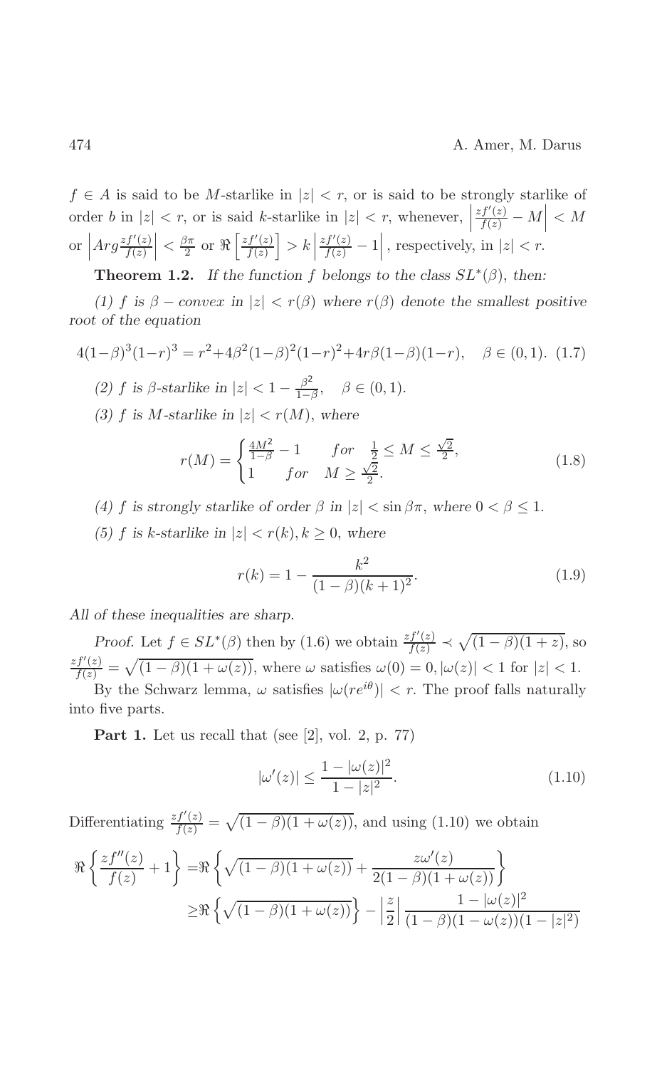$f \in A$ is said to be $M$-starlike in $|z| < r$, or is said to be strongly starlike of order $b$ in $|z| < r$, or is said $k$-starlike in $|z| < r$, whenever, $\left|\frac{zf'(z)}{f(z)} - M\right| < M$ or $\left|Arg\frac{zf'(z)}{f(z)}\right| < \frac{\beta\pi}{2}$ or $\Re\left[\frac{zf'(z)}{f(z)}\right] > k\left|\frac{zf'(z)}{f(z)} - 1\right|$, respectively, in $|z| < r$.

**Theorem 1.2.** *If the function $f$ belongs to the class $SL^*(\beta)$, then:*

*(1) $f$ is $\beta$ − convex in $|z| < r(\beta)$ where $r(\beta)$ denote the smallest positive root of the equation*

$$4(1-\beta)^3(1-r)^3 = r^2 + 4\beta^2(1-\beta)^2(1-r)^2 + 4r\beta(1-\beta)(1-r), \quad \beta \in (0,1). \tag{1.7}$$

*(2) $f$ is $\beta$-starlike in $|z| < 1 - \frac{\beta^2}{1-\beta}$, $\quad \beta \in (0,1)$.*

*(3) $f$ is $M$-starlike in $|z| < r(M)$, where*

$$r(M) = \begin{cases} \frac{4M^2}{1-\beta} - 1 & for \quad \frac{1}{2} \leq M \leq \frac{\sqrt{2}}{2}, \\ 1 & for \quad M \geq \frac{\sqrt{2}}{2}. \end{cases} \tag{1.8}$$

*(4) $f$ is strongly starlike of order $\beta$ in $|z| < \sin \beta\pi$, where $0 < \beta \leq 1$.*

*(5) $f$ is $k$-starlike in $|z| < r(k), k \geq 0$, where*

$$r(k) = 1 - \frac{k^2}{(1-\beta)(k+1)^2}. \tag{1.9}$$

*All of these inequalities are sharp.*

*Proof.* Let $f \in SL^*(\beta)$ then by (1.6) we obtain $\frac{zf'(z)}{f(z)} \prec \sqrt{(1-\beta)(1+z)}$, so $\frac{zf'(z)}{f(z)} = \sqrt{(1-\beta)(1+\omega(z))}$, where $\omega$ satisfies $\omega(0) = 0, |\omega(z)| < 1$ for $|z| < 1$.

By the Schwarz lemma, $\omega$ satisfies $|\omega(re^{i\theta})| < r$. The proof falls naturally into five parts.

**Part 1.** Let us recall that (see [2], vol. 2, p. 77)

$$|\omega'(z)| \leq \frac{1 - |\omega(z)|^2}{1 - |z|^2}. \tag{1.10}$$

Differentiating $\frac{zf'(z)}{f(z)} = \sqrt{(1-\beta)(1+\omega(z))}$, and using (1.10) we obtain

$$\begin{aligned}\Re\left\{\frac{zf''(z)}{f(z)} + 1\right\} =& \Re\left\{\sqrt{(1-\beta)(1+\omega(z))} + \frac{z\omega'(z)}{2(1-\beta)(1+\omega(z))}\right\} \\ \geq& \Re\left\{\sqrt{(1-\beta)(1+\omega(z))}\right\} - \left|\frac{z}{2}\right| \frac{1-|\omega(z)|^2}{(1-\beta)(1-\omega(z))(1-|z|^2)}\end{aligned}$$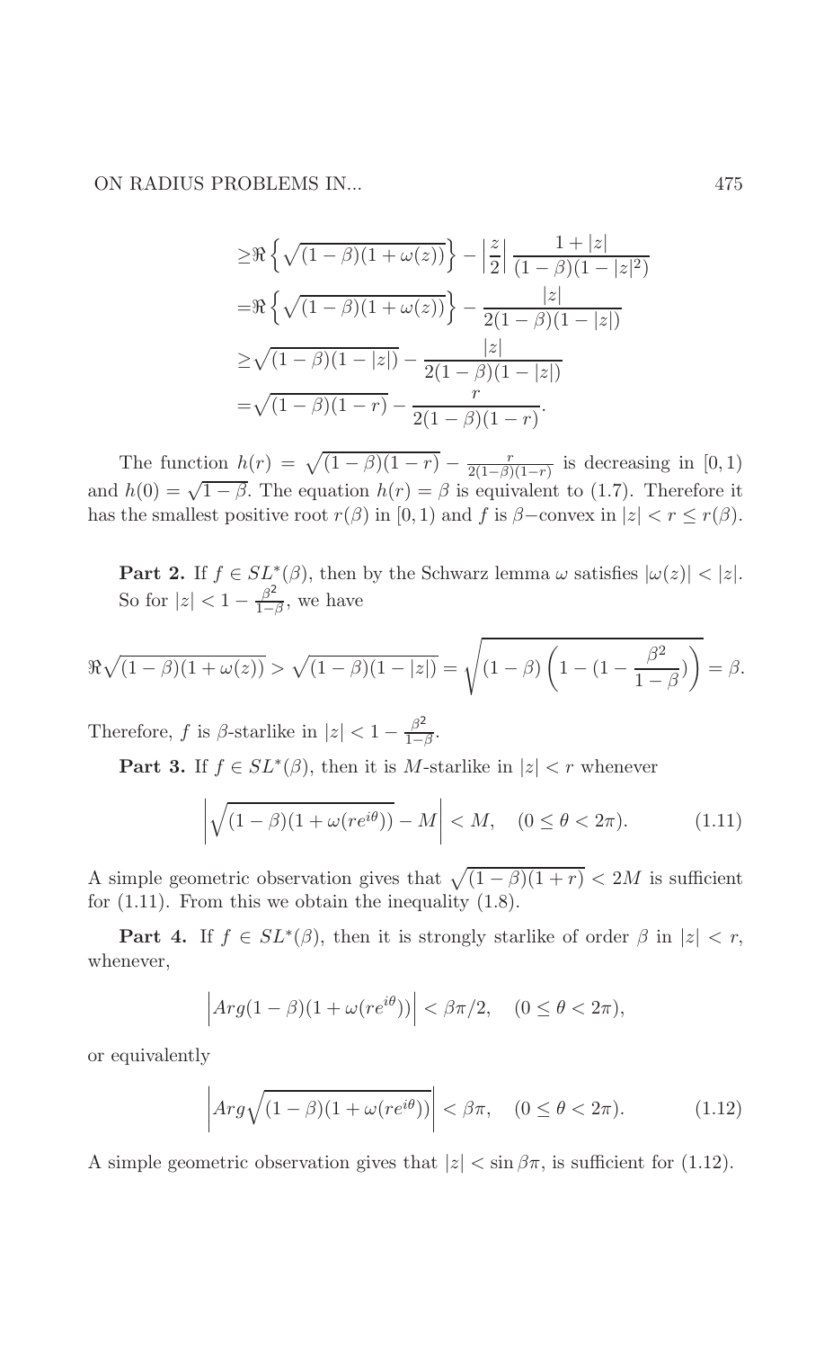$$
\begin{aligned}
&\geq \Re\left\{\sqrt{(1-\beta)(1+\omega(z))}\right\} - \left|\frac{z}{2}\right| \frac{1+|z|}{(1-\beta)(1-|z|^2)} \\
&= \Re\left\{\sqrt{(1-\beta)(1+\omega(z))}\right\} - \frac{|z|}{2(1-\beta)(1-|z|)} \\
&\geq \sqrt{(1-\beta)(1-|z|)} - \frac{|z|}{2(1-\beta)(1-|z|)} \\
&= \sqrt{(1-\beta)(1-r)} - \frac{r}{2(1-\beta)(1-r)}.
\end{aligned}
$$

The function $h(r) = \sqrt{(1-\beta)(1-r)} - \frac{r}{2(1-\beta)(1-r)}$ is decreasing in $[0,1)$ and $h(0) = \sqrt{1-\beta}$. The equation $h(r) = \beta$ is equivalent to (1.7). Therefore it has the smallest positive root $r(\beta)$ in $[0,1)$ and $f$ is $\beta-$convex in $|z| < r \leq r(\beta)$.

**Part 2.** If $f \in SL^*(\beta)$, then by the Schwarz lemma $\omega$ satisfies $|\omega(z)| < |z|$. So for $|z| < 1 - \frac{\beta^2}{1-\beta}$, we have

$$
\Re\sqrt{(1-\beta)(1+\omega(z))} > \sqrt{(1-\beta)(1-|z|)} = \sqrt{(1-\beta)\left(1-(1-\frac{\beta^2}{1-\beta})\right)} = \beta.
$$

Therefore, $f$ is $\beta$-starlike in $|z| < 1 - \frac{\beta^2}{1-\beta}$.

**Part 3.** If $f \in SL^*(\beta)$, then it is $M$-starlike in $|z| < r$ whenever

$$
\left|\sqrt{(1-\beta)(1+\omega(re^{i\theta}))} - M\right| < M, \quad (0 \leq \theta < 2\pi). \tag{1.11}
$$

A simple geometric observation gives that $\sqrt{(1-\beta)(1+r)} < 2M$ is sufficient for (1.11). From this we obtain the inequality (1.8).

**Part 4.** If $f \in SL^*(\beta)$, then it is strongly starlike of order $\beta$ in $|z| < r$, whenever,

$$
\left|Arg(1-\beta)(1+\omega(re^{i\theta}))\right| < \beta\pi/2, \quad (0 \leq \theta < 2\pi),
$$

or equivalently

$$
\left|Arg\sqrt{(1-\beta)(1+\omega(re^{i\theta}))}\right| < \beta\pi, \quad (0 \leq \theta < 2\pi). \tag{1.12}
$$

A simple geometric observation gives that $|z| < \sin\beta\pi$, is sufficient for (1.12).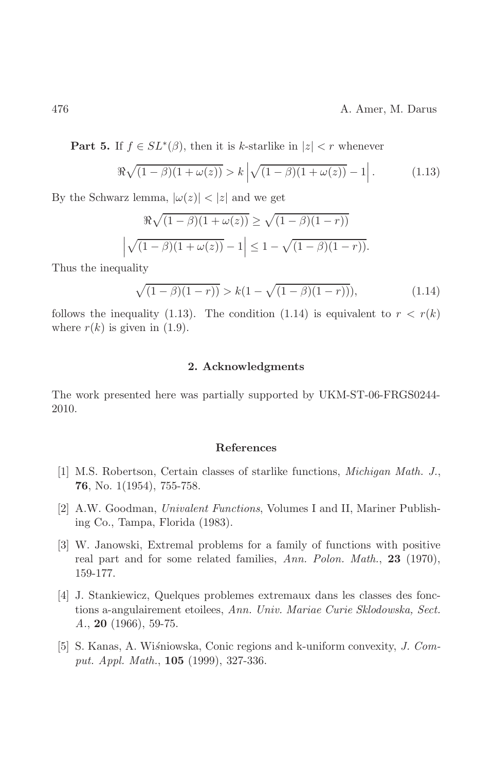**Part 5.** If $f \in SL^*(\beta)$, then it is $k$-starlike in $|z| < r$ whenever

$$\Re\sqrt{(1-\beta)(1+\omega(z))} > k\left|\sqrt{(1-\beta)(1+\omega(z))} - 1\right|. \tag{1.13}$$

By the Schwarz lemma, $|\omega(z)| < |z|$ and we get

$$\Re\sqrt{(1-\beta)(1+\omega(z))} \geq \sqrt{(1-\beta)(1-r))}$$

$$\left|\sqrt{(1-\beta)(1+\omega(z))} - 1\right| \leq 1 - \sqrt{(1-\beta)(1-r))}.$$

Thus the inequality

$$\sqrt{(1-\beta)(1-r))} > k(1 - \sqrt{(1-\beta)(1-r))}), \tag{1.14}$$

follows the inequality (1.13). The condition (1.14) is equivalent to $r < r(k)$ where $r(k)$ is given in (1.9).

## 2. Acknowledgments

The work presented here was partially supported by UKM-ST-06-FRGS0244-2010.

## References

[1] M.S. Robertson, Certain classes of starlike functions, *Michigan Math. J.*, **76**, No. 1(1954), 755-758.

[2] A.W. Goodman, *Univalent Functions*, Volumes I and II, Mariner Publishing Co., Tampa, Florida (1983).

[3] W. Janowski, Extremal problems for a family of functions with positive real part and for some related families, *Ann. Polon. Math.*, **23** (1970), 159-177.

[4] J. Stankiewicz, Quelques problemes extremaux dans les classes des fonctions a-angulairement etoilees, *Ann. Univ. Mariae Curie Sklodowska, Sect. A.*, **20** (1966), 59-75.

[5] S. Kanas, A. Wiśniowska, Conic regions and k-uniform convexity, *J. Comput. Appl. Math.*, **105** (1999), 327-336.